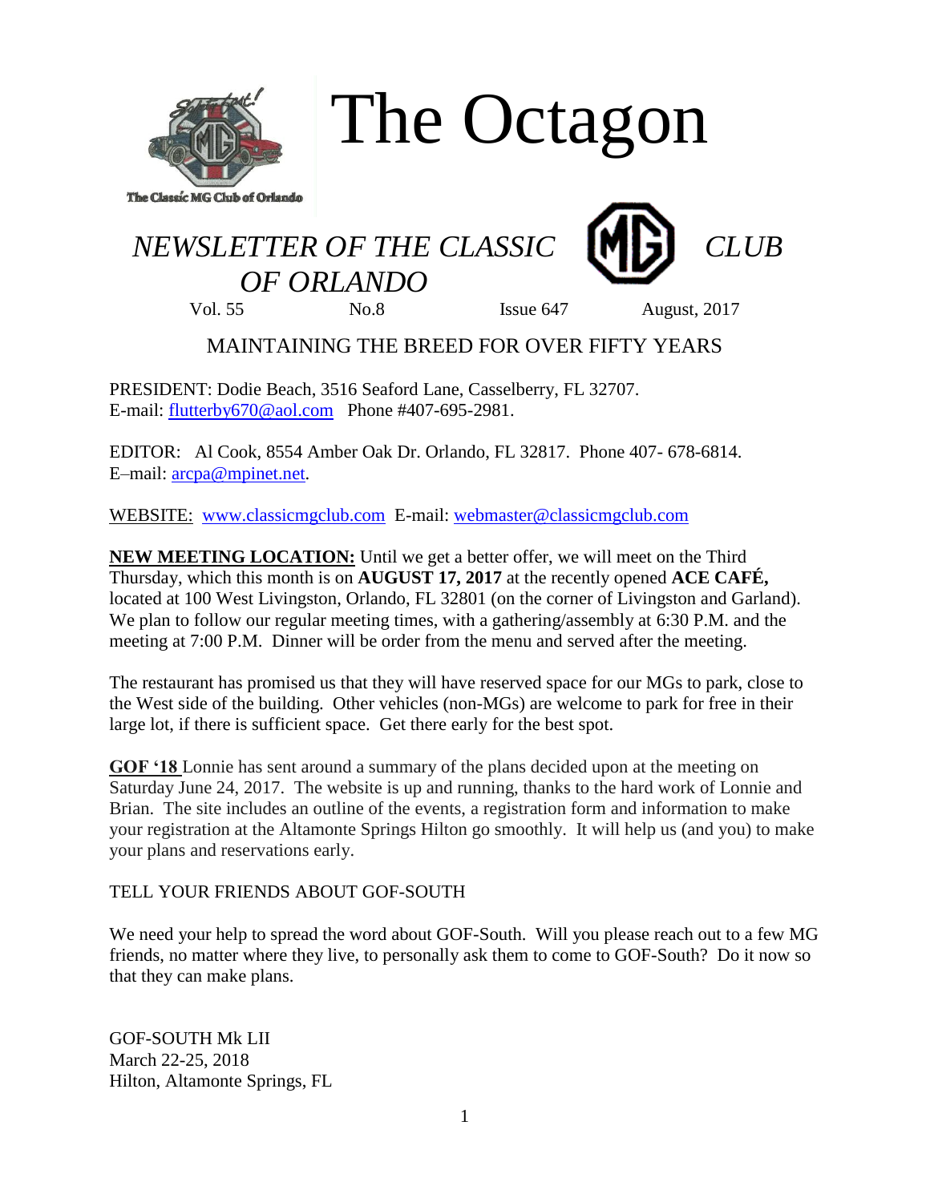# The Octagon

The Classic MG Club of Orlando

## *NEWSLETTER OF THE CLASSIC MG CLUB OF ORLANDO*

Vol. 55 No.8 Issue 647 August, 2017

MAINTAINING THE BREED FOR OVER FIFTY YEARS

PRESIDENT: Dodie Beach, 3516 Seaford Lane, Casselberry, FL 32707.
E-mail: flutterby670@aol.com Phone #407-695-2981.

EDITOR: Al Cook, 8554 Amber Oak Dr. Orlando, FL 32817. Phone 407- 678-6814.
E–mail: arcpa@mpinet.net.

WEBSITE: www.classicmgclub.com E-mail: webmaster@classicmgclub.com

**NEW MEETING LOCATION:** Until we get a better offer, we will meet on the Third Thursday, which this month is on **AUGUST 17, 2017** at the recently opened **ACE CAFÉ,** located at 100 West Livingston, Orlando, FL 32801 (on the corner of Livingston and Garland). We plan to follow our regular meeting times, with a gathering/assembly at 6:30 P.M. and the meeting at 7:00 P.M. Dinner will be order from the menu and served after the meeting.

The restaurant has promised us that they will have reserved space for our MGs to park, close to the West side of the building. Other vehicles (non-MGs) are welcome to park for free in their large lot, if there is sufficient space. Get there early for the best spot.

**GOF '18** Lonnie has sent around a summary of the plans decided upon at the meeting on Saturday June 24, 2017. The website is up and running, thanks to the hard work of Lonnie and Brian. The site includes an outline of the events, a registration form and information to make your registration at the Altamonte Springs Hilton go smoothly. It will help us (and you) to make your plans and reservations early.

TELL YOUR FRIENDS ABOUT GOF-SOUTH

We need your help to spread the word about GOF-South. Will you please reach out to a few MG friends, no matter where they live, to personally ask them to come to GOF-South? Do it now so that they can make plans.

GOF-SOUTH Mk LII
March 22-25, 2018
Hilton, Altamonte Springs, FL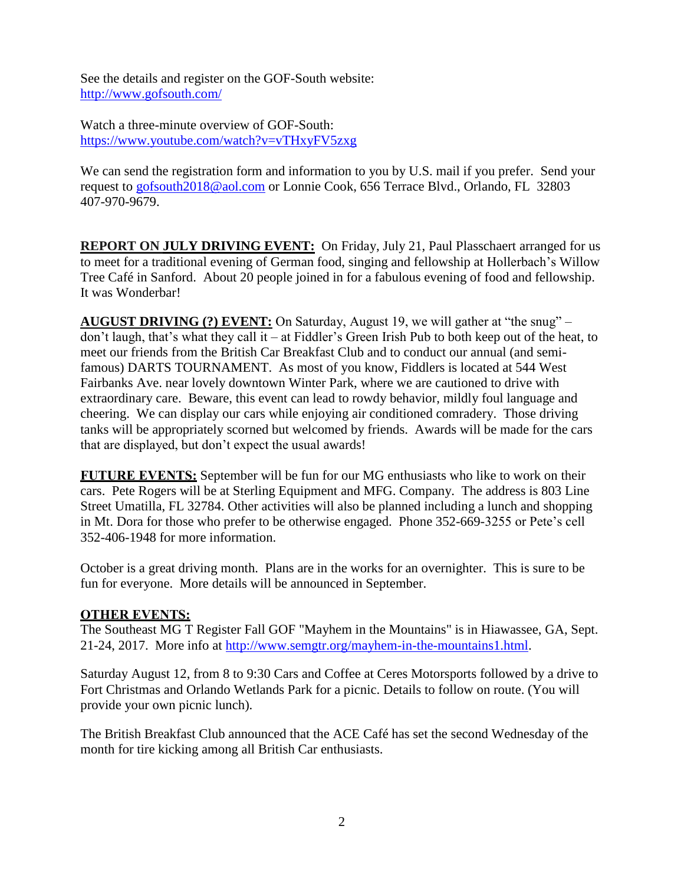See the details and register on the GOF-South website:
[http://www.gofsouth.com/](http://www.gofsouth.com/)

Watch a three-minute overview of GOF-South:
[https://www.youtube.com/watch?v=vTHxyFV5zxg](https://www.youtube.com/watch?v=vTHxyFV5zxg)

We can send the registration form and information to you by U.S. mail if you prefer. Send your request to [gofsouth2018@aol.com](mailto:gofsouth2018@aol.com) or Lonnie Cook, 656 Terrace Blvd., Orlando, FL 32803 407-970-9679.

**REPORT ON JULY DRIVING EVENT:** On Friday, July 21, Paul Plasschaert arranged for us to meet for a traditional evening of German food, singing and fellowship at Hollerbach's Willow Tree Café in Sanford. About 20 people joined in for a fabulous evening of food and fellowship. It was Wonderbar!

**AUGUST DRIVING (?) EVENT:** On Saturday, August 19, we will gather at "the snug" – don't laugh, that's what they call it – at Fiddler's Green Irish Pub to both keep out of the heat, to meet our friends from the British Car Breakfast Club and to conduct our annual (and semi-famous) DARTS TOURNAMENT. As most of you know, Fiddlers is located at 544 West Fairbanks Ave. near lovely downtown Winter Park, where we are cautioned to drive with extraordinary care. Beware, this event can lead to rowdy behavior, mildly foul language and cheering. We can display our cars while enjoying air conditioned comradery. Those driving tanks will be appropriately scorned but welcomed by friends. Awards will be made for the cars that are displayed, but don't expect the usual awards!

**FUTURE EVENTS:** September will be fun for our MG enthusiasts who like to work on their cars. Pete Rogers will be at Sterling Equipment and MFG. Company. The address is 803 Line Street Umatilla, FL 32784. Other activities will also be planned including a lunch and shopping in Mt. Dora for those who prefer to be otherwise engaged. Phone 352-669-3255 or Pete's cell 352-406-1948 for more information.

October is a great driving month. Plans are in the works for an overnighter. This is sure to be fun for everyone. More details will be announced in September.

**OTHER EVENTS:**

The Southeast MG T Register Fall GOF "Mayhem in the Mountains" is in Hiawassee, GA, Sept. 21-24, 2017. More info at [http://www.semgtr.org/mayhem-in-the-mountains1.html](http://www.semgtr.org/mayhem-in-the-mountains1.html).

Saturday August 12, from 8 to 9:30 Cars and Coffee at Ceres Motorsports followed by a drive to Fort Christmas and Orlando Wetlands Park for a picnic. Details to follow on route. (You will provide your own picnic lunch).

The British Breakfast Club announced that the ACE Café has set the second Wednesday of the month for tire kicking among all British Car enthusiasts.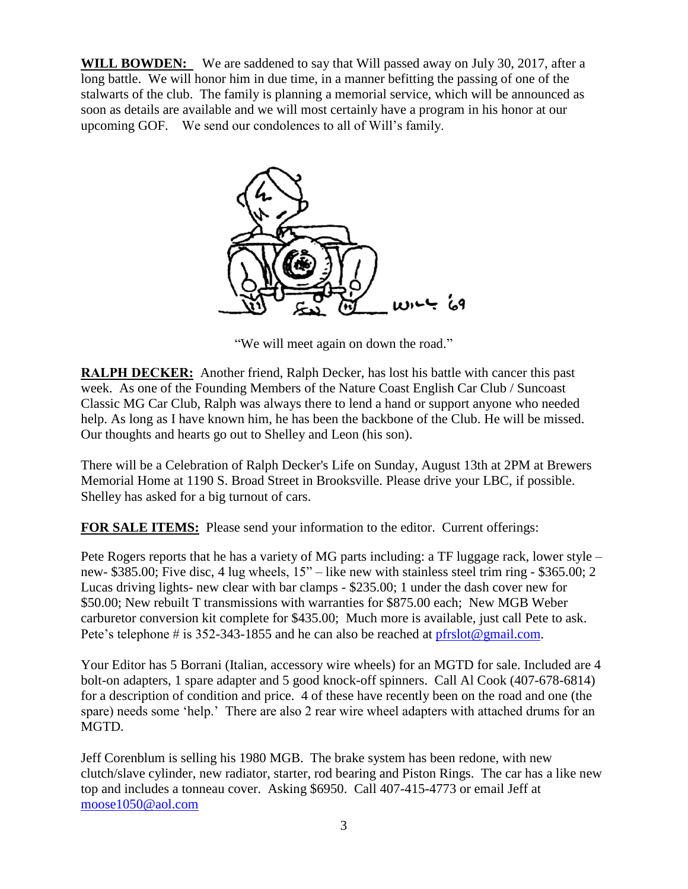**WILL BOWDEN:** We are saddened to say that Will passed away on July 30, 2017, after a long battle. We will honor him in due time, in a manner befitting the passing of one of the stalwarts of the club. The family is planning a memorial service, which will be announced as soon as details are available and we will most certainly have a program in his honor at our upcoming GOF. We send our condolences to all of Will's family.

"We will meet again on down the road."

**RALPH DECKER:** Another friend, Ralph Decker, has lost his battle with cancer this past week. As one of the Founding Members of the Nature Coast English Car Club / Suncoast Classic MG Car Club, Ralph was always there to lend a hand or support anyone who needed help. As long as I have known him, he has been the backbone of the Club. He will be missed. Our thoughts and hearts go out to Shelley and Leon (his son).

There will be a Celebration of Ralph Decker's Life on Sunday, August 13th at 2PM at Brewers Memorial Home at 1190 S. Broad Street in Brooksville. Please drive your LBC, if possible. Shelley has asked for a big turnout of cars.

**FOR SALE ITEMS:** Please send your information to the editor. Current offerings:

Pete Rogers reports that he has a variety of MG parts including: a TF luggage rack, lower style – new- $385.00; Five disc, 4 lug wheels, 15" – like new with stainless steel trim ring - $365.00; 2 Lucas driving lights- new clear with bar clamps - $235.00; 1 under the dash cover new for $50.00; New rebuilt T transmissions with warranties for $875.00 each; New MGB Weber carburetor conversion kit complete for $435.00; Much more is available, just call Pete to ask. Pete's telephone # is 352-343-1855 and he can also be reached at pfrslot@gmail.com.

Your Editor has 5 Borrani (Italian, accessory wire wheels) for an MGTD for sale. Included are 4 bolt-on adapters, 1 spare adapter and 5 good knock-off spinners. Call Al Cook (407-678-6814) for a description of condition and price. 4 of these have recently been on the road and one (the spare) needs some 'help.' There are also 2 rear wire wheel adapters with attached drums for an MGTD.

Jeff Corenblum is selling his 1980 MGB. The brake system has been redone, with new clutch/slave cylinder, new radiator, starter, rod bearing and Piston Rings. The car has a like new top and includes a tonneau cover. Asking $6950. Call 407-415-4773 or email Jeff at moose1050@aol.com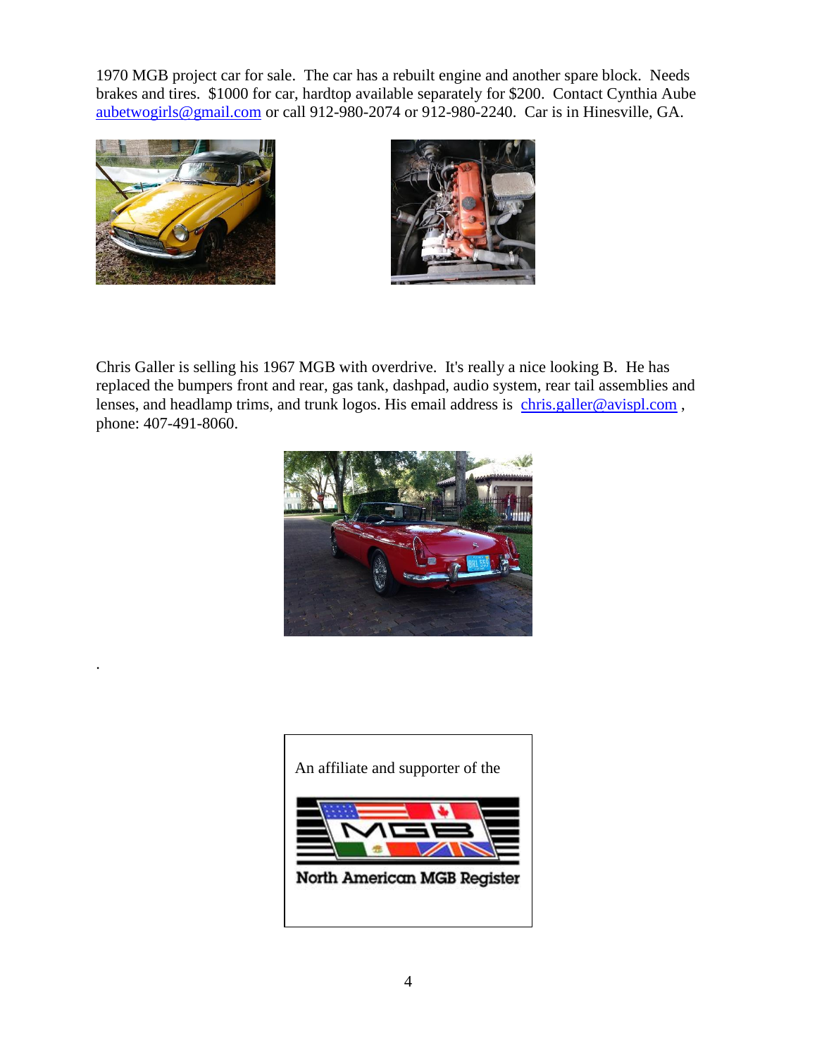1970 MGB project car for sale. The car has a rebuilt engine and another spare block. Needs brakes and tires. $1000 for car, hardtop available separately for $200. Contact Cynthia Aube aubetwogirls@gmail.com or call 912-980-2074 or 912-980-2240. Car is in Hinesville, GA.

Chris Galler is selling his 1967 MGB with overdrive. It's really a nice looking B. He has replaced the bumpers front and rear, gas tank, dashpad, audio system, rear tail assemblies and lenses, and headlamp trims, and trunk logos. His email address is chris.galler@avispl.com , phone: 407-491-8060.

.

An affiliate and supporter of the

North American MGB Register